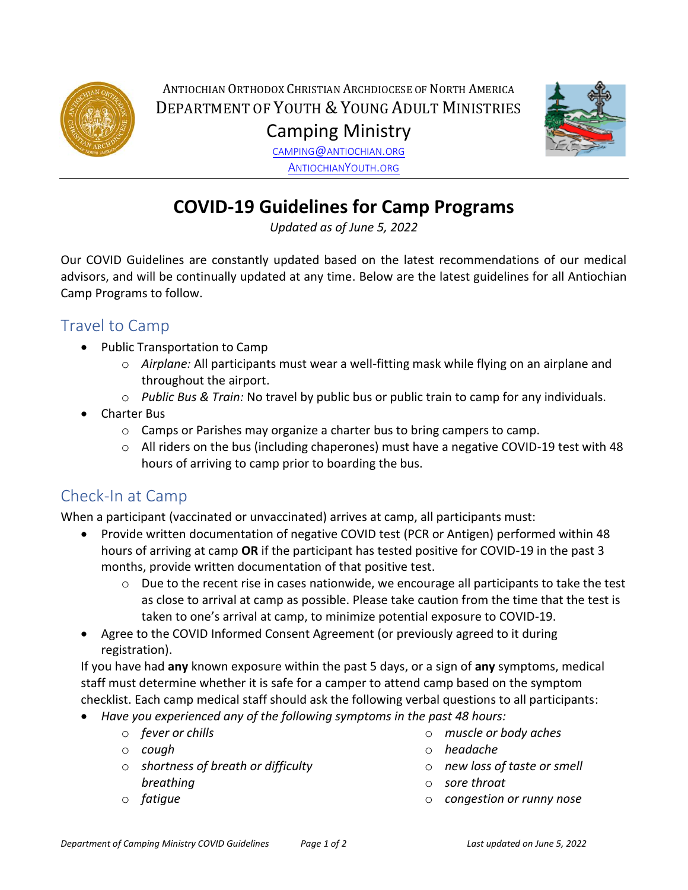Antiochian Orthodox Christian Archdiocese of North America

Department of Youth & Young Adult Ministries

Camping Ministry

CAMPING@ANTIOCHIAN.ORG

ANTIOCHIANYOUTH.ORG

# COVID-19 Guidelines for Camp Programs

*Updated as of June 5, 2022*

Our COVID Guidelines are constantly updated based on the latest recommendations of our medical advisors, and will be continually updated at any time. Below are the latest guidelines for all Antiochian Camp Programs to follow.

## Travel to Camp

- Public Transportation to Camp
  - *Airplane:* All participants must wear a well-fitting mask while flying on an airplane and throughout the airport.
  - *Public Bus & Train:* No travel by public bus or public train to camp for any individuals.
- Charter Bus
  - Camps or Parishes may organize a charter bus to bring campers to camp.
  - All riders on the bus (including chaperones) must have a negative COVID-19 test with 48 hours of arriving to camp prior to boarding the bus.

## Check-In at Camp

When a participant (vaccinated or unvaccinated) arrives at camp, all participants must:

- Provide written documentation of negative COVID test (PCR or Antigen) performed within 48 hours of arriving at camp **OR** if the participant has tested positive for COVID-19 in the past 3 months, provide written documentation of that positive test.
  - Due to the recent rise in cases nationwide, we encourage all participants to take the test as close to arrival at camp as possible. Please take caution from the time that the test is taken to one's arrival at camp, to minimize potential exposure to COVID-19.
- Agree to the COVID Informed Consent Agreement (or previously agreed to it during registration).

If you have had **any** known exposure within the past 5 days, or a sign of **any** symptoms, medical staff must determine whether it is safe for a camper to attend camp based on the symptom checklist. Each camp medical staff should ask the following verbal questions to all participants:

- *Have you experienced any of the following symptoms in the past 48 hours:*
  - *fever or chills*
  - *cough*
  - *shortness of breath or difficulty breathing*
  - *fatigue*
  - *muscle or body aches*
  - *headache*
  - *new loss of taste or smell*
  - *sore throat*
  - *congestion or runny nose*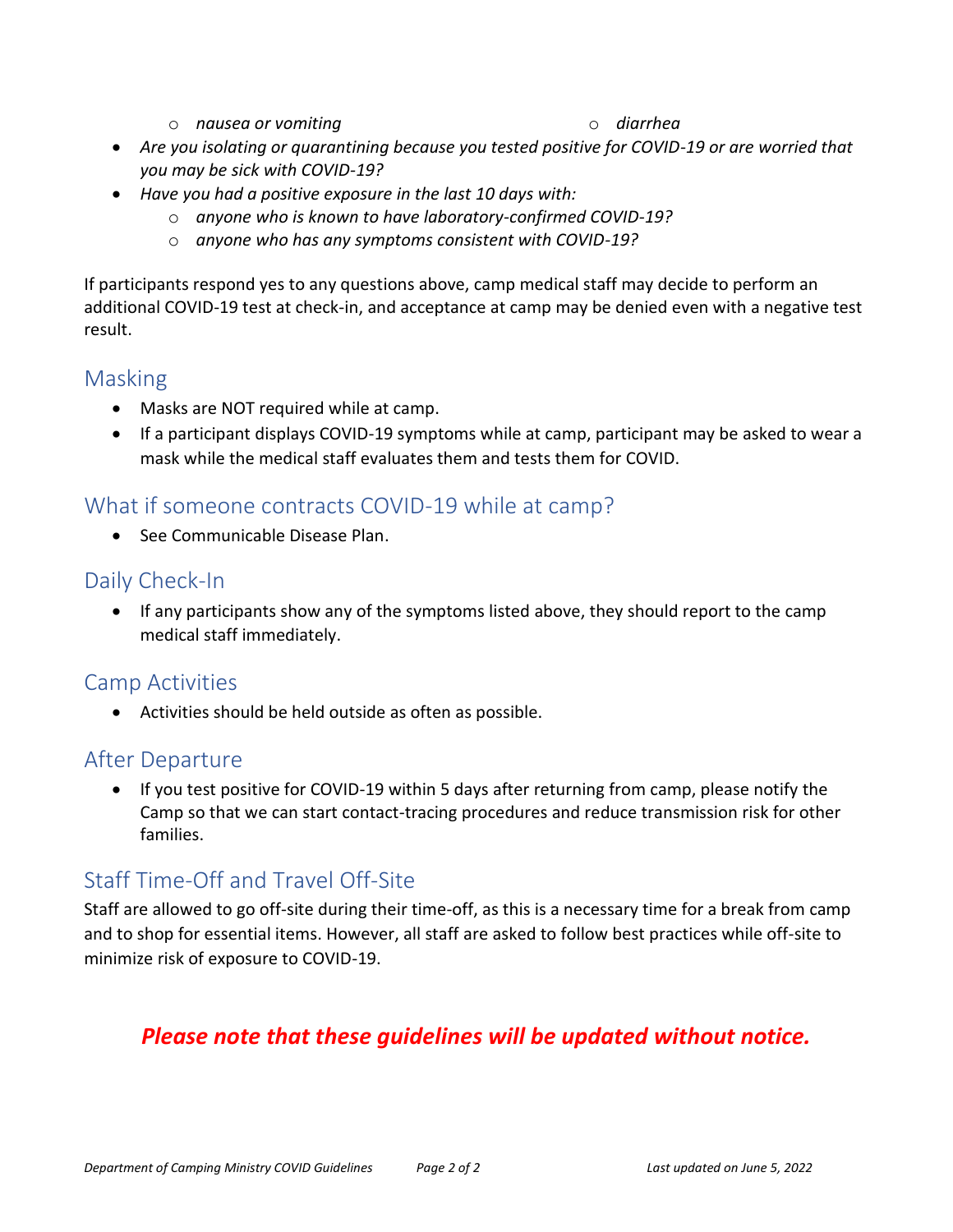- *nausea or vomiting*
  - *diarrhea*
- *Are you isolating or quarantining because you tested positive for COVID-19 or are worried that you may be sick with COVID-19?*
- *Have you had a positive exposure in the last 10 days with:*
  - *anyone who is known to have laboratory-confirmed COVID-19?*
  - *anyone who has any symptoms consistent with COVID-19?*

If participants respond yes to any questions above, camp medical staff may decide to perform an additional COVID-19 test at check-in, and acceptance at camp may be denied even with a negative test result.

## Masking

- Masks are NOT required while at camp.
- If a participant displays COVID-19 symptoms while at camp, participant may be asked to wear a mask while the medical staff evaluates them and tests them for COVID.

## What if someone contracts COVID-19 while at camp?

- See Communicable Disease Plan.

## Daily Check-In

- If any participants show any of the symptoms listed above, they should report to the camp medical staff immediately.

## Camp Activities

- Activities should be held outside as often as possible.

## After Departure

- If you test positive for COVID-19 within 5 days after returning from camp, please notify the Camp so that we can start contact-tracing procedures and reduce transmission risk for other families.

## Staff Time-Off and Travel Off-Site

Staff are allowed to go off-site during their time-off, as this is a necessary time for a break from camp and to shop for essential items. However, all staff are asked to follow best practices while off-site to minimize risk of exposure to COVID-19.

***Please note that these guidelines will be updated without notice.***

*Last updated on June 5, 2022*